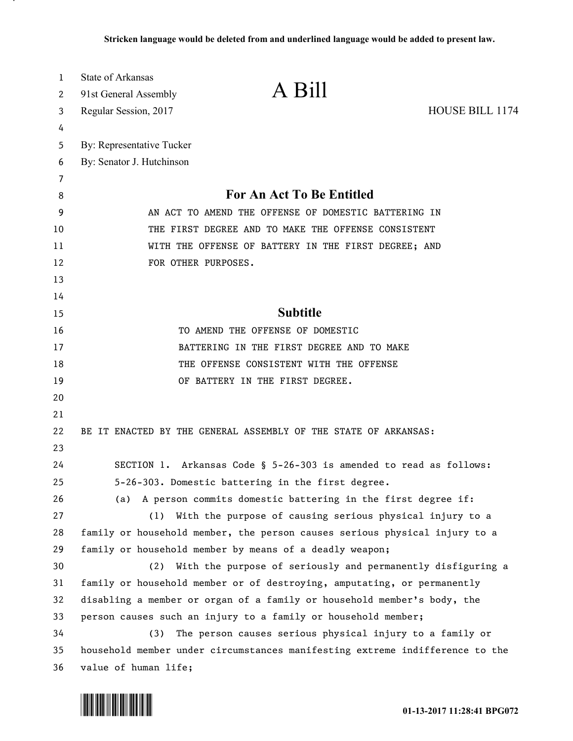Stricken language would be deleted from and underlined language would be added to present law.

State of Arkansas
91st General Assembly
Regular Session, 2017

# A Bill

HOUSE BILL 1174

By: Representative Tucker
By: Senator J. Hutchinson

## For An Act To Be Entitled

AN ACT TO AMEND THE OFFENSE OF DOMESTIC BATTERING IN THE FIRST DEGREE AND TO MAKE THE OFFENSE CONSISTENT WITH THE OFFENSE OF BATTERY IN THE FIRST DEGREE; AND FOR OTHER PURPOSES.

## Subtitle

TO AMEND THE OFFENSE OF DOMESTIC BATTERING IN THE FIRST DEGREE AND TO MAKE THE OFFENSE CONSISTENT WITH THE OFFENSE OF BATTERY IN THE FIRST DEGREE.

BE IT ENACTED BY THE GENERAL ASSEMBLY OF THE STATE OF ARKANSAS:

SECTION 1. Arkansas Code § 5-26-303 is amended to read as follows:

5-26-303. Domestic battering in the first degree.

(a) A person commits domestic battering in the first degree if:

(1) With the purpose of causing serious physical injury to a family or household member, the person causes serious physical injury to a family or household member by means of a deadly weapon;

(2) With the purpose of seriously and permanently disfiguring a family or household member or of destroying, amputating, or permanently disabling a member or organ of a family or household member's body, the person causes such an injury to a family or household member;

(3) The person causes serious physical injury to a family or household member under circumstances manifesting extreme indifference to the value of human life;

01-13-2017 11:28:41 BPG072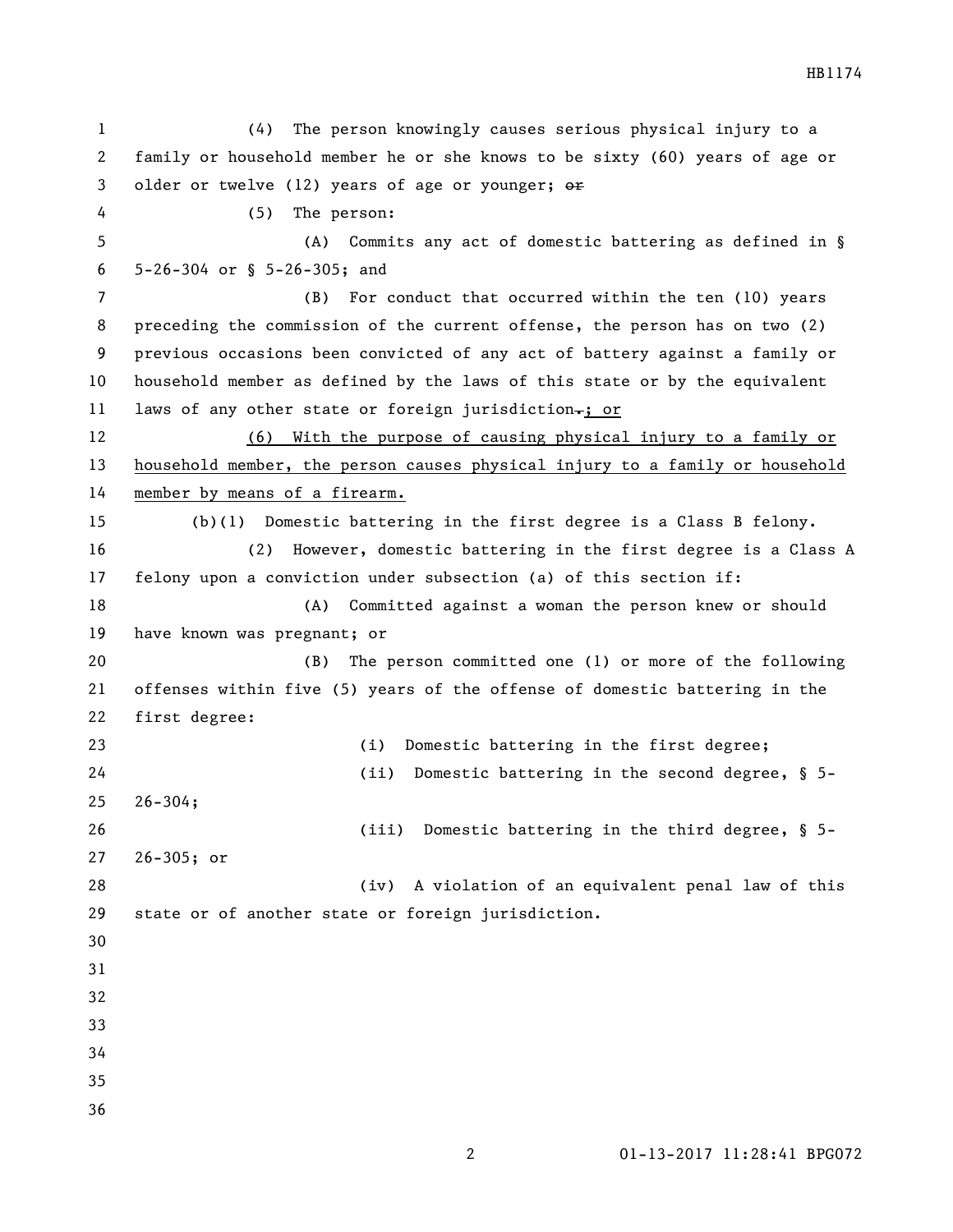(4) The person knowingly causes serious physical injury to a family or household member he or she knows to be sixty (60) years of age or older or twelve (12) years of age or younger; ~~or~~

(5) The person:

(A) Commits any act of domestic battering as defined in § 5-26-304 or § 5-26-305; and

(B) For conduct that occurred within the ten (10) years preceding the commission of the current offense, the person has on two (2) previous occasions been convicted of any act of battery against a family or household member as defined by the laws of this state or by the equivalent laws of any other state or foreign jurisdiction~~.~~<u>; or</u>

<u>(6) With the purpose of causing physical injury to a family or household member, the person causes physical injury to a family or household member by means of a firearm.</u>

(b)(1) Domestic battering in the first degree is a Class B felony.

(2) However, domestic battering in the first degree is a Class A felony upon a conviction under subsection (a) of this section if:

(A) Committed against a woman the person knew or should have known was pregnant; or

(B) The person committed one (1) or more of the following offenses within five (5) years of the offense of domestic battering in the first degree:

(i) Domestic battering in the first degree;

(ii) Domestic battering in the second degree, § 5-26-304;

(iii) Domestic battering in the third degree, § 5-26-305; or

(iv) A violation of an equivalent penal law of this state or of another state or foreign jurisdiction.